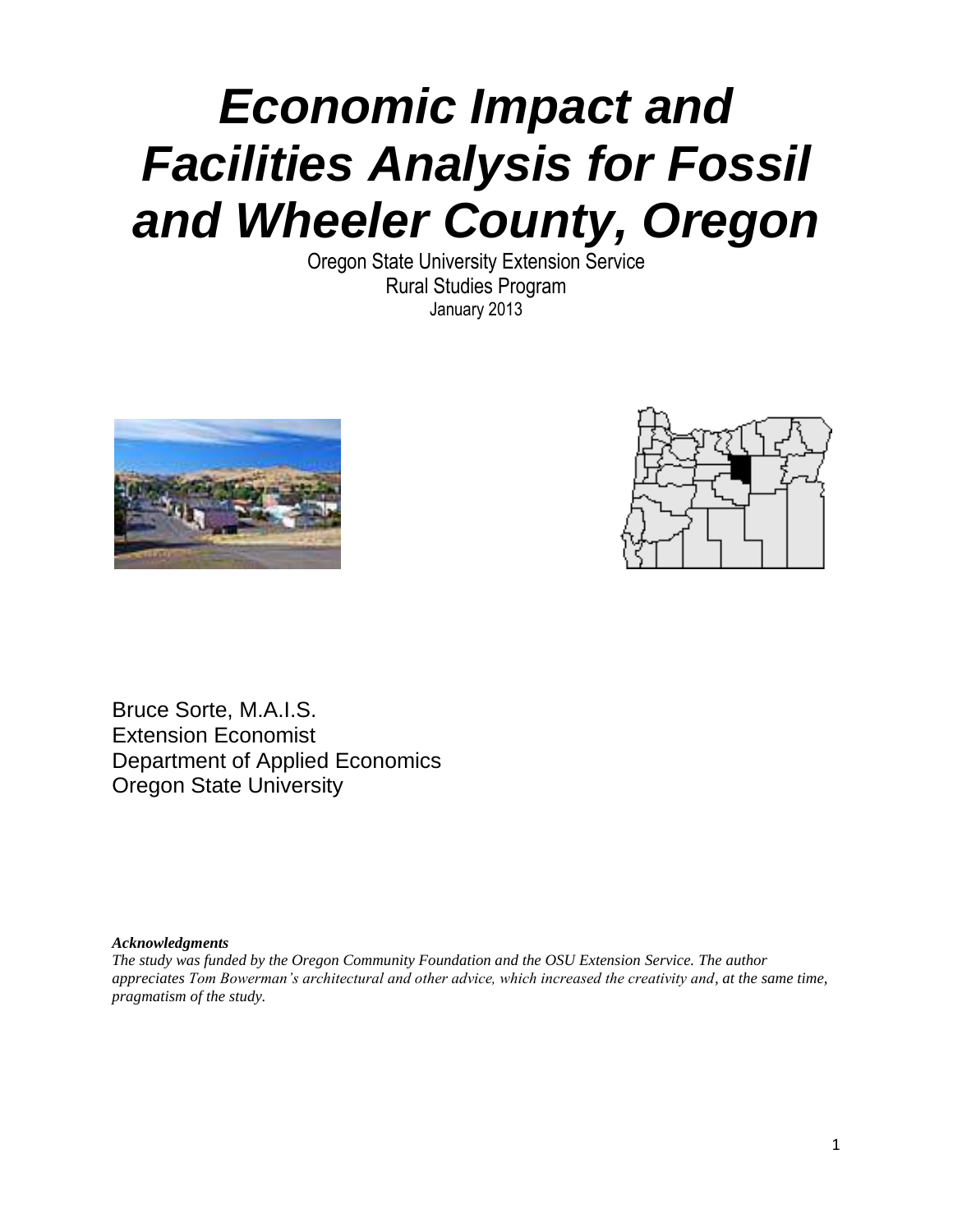# Economic Impact and Facilities Analysis for Fossil and Wheeler County, Oregon

Oregon State University Extension Service
Rural Studies Program
January 2013

Bruce Sorte, M.A.I.S.
Extension Economist
Department of Applied Economics
Oregon State University

***Acknowledgments***

*The study was funded by the Oregon Community Foundation and the OSU Extension Service. The author appreciates Tom Bowerman's architectural and other advice, which increased the creativity and, at the same time, pragmatism of the study.*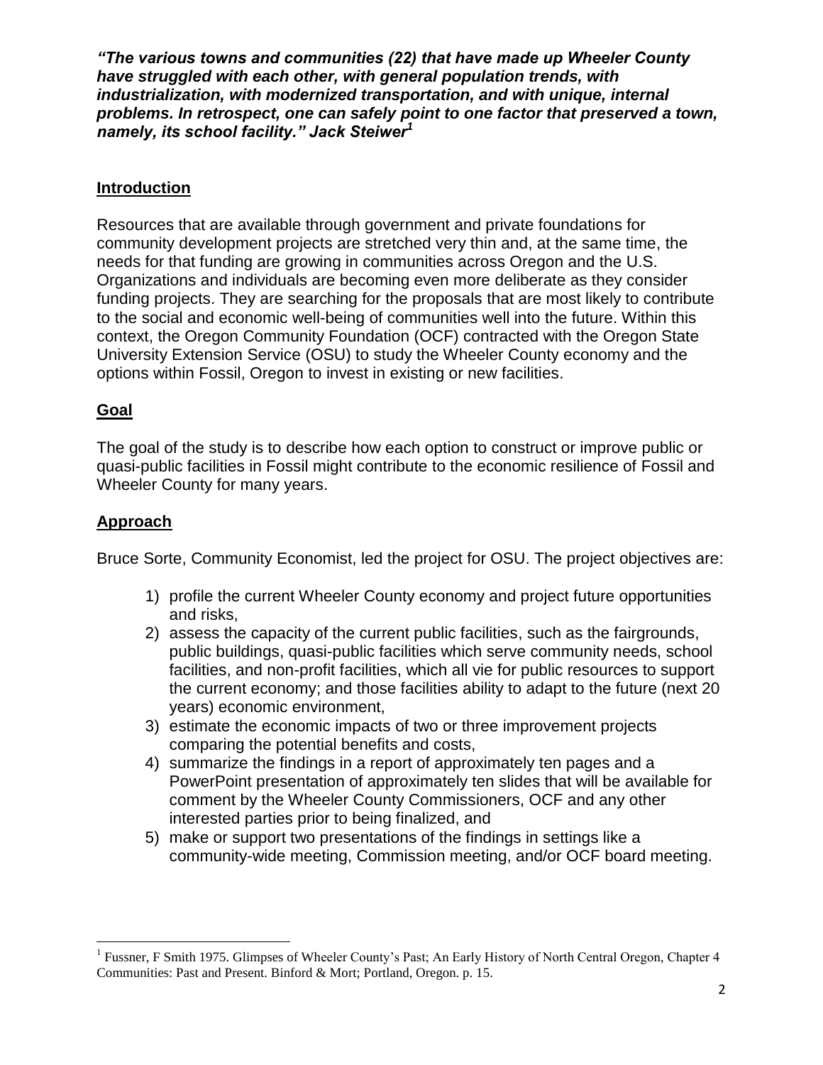***"The various towns and communities (22) that have made up Wheeler County have struggled with each other, with general population trends, with industrialization, with modernized transportation, and with unique, internal problems. In retrospect, one can safely point to one factor that preserved a town, namely, its school facility." Jack Steiwer*[1]**

## Introduction

Resources that are available through government and private foundations for community development projects are stretched very thin and, at the same time, the needs for that funding are growing in communities across Oregon and the U.S. Organizations and individuals are becoming even more deliberate as they consider funding projects. They are searching for the proposals that are most likely to contribute to the social and economic well-being of communities well into the future. Within this context, the Oregon Community Foundation (OCF) contracted with the Oregon State University Extension Service (OSU) to study the Wheeler County economy and the options within Fossil, Oregon to invest in existing or new facilities.

## Goal

The goal of the study is to describe how each option to construct or improve public or quasi-public facilities in Fossil might contribute to the economic resilience of Fossil and Wheeler County for many years.

## Approach

Bruce Sorte, Community Economist, led the project for OSU. The project objectives are:

1) profile the current Wheeler County economy and project future opportunities and risks,
2) assess the capacity of the current public facilities, such as the fairgrounds, public buildings, quasi-public facilities which serve community needs, school facilities, and non-profit facilities, which all vie for public resources to support the current economy; and those facilities ability to adapt to the future (next 20 years) economic environment,
3) estimate the economic impacts of two or three improvement projects comparing the potential benefits and costs,
4) summarize the findings in a report of approximately ten pages and a PowerPoint presentation of approximately ten slides that will be available for comment by the Wheeler County Commissioners, OCF and any other interested parties prior to being finalized, and
5) make or support two presentations of the findings in settings like a community-wide meeting, Commission meeting, and/or OCF board meeting.

---

[1] Fussner, F Smith 1975. Glimpses of Wheeler County's Past; An Early History of North Central Oregon, Chapter 4 Communities: Past and Present. Binford & Mort; Portland, Oregon. p. 15.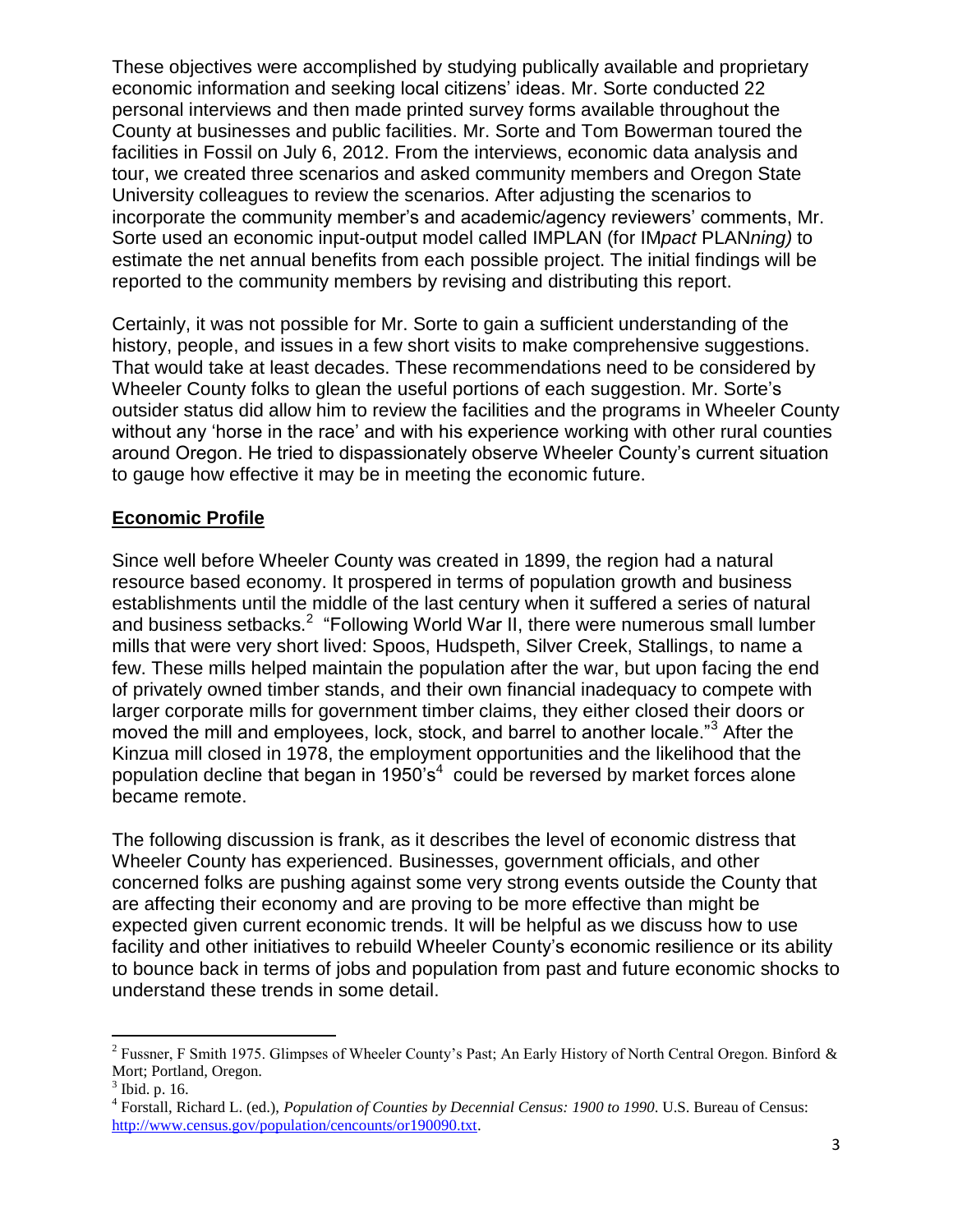These objectives were accomplished by studying publically available and proprietary economic information and seeking local citizens' ideas. Mr. Sorte conducted 22 personal interviews and then made printed survey forms available throughout the County at businesses and public facilities. Mr. Sorte and Tom Bowerman toured the facilities in Fossil on July 6, 2012. From the interviews, economic data analysis and tour, we created three scenarios and asked community members and Oregon State University colleagues to review the scenarios. After adjusting the scenarios to incorporate the community member's and academic/agency reviewers' comments, Mr. Sorte used an economic input-output model called IMPLAN (for IM*pact* PLAN*ning)* to estimate the net annual benefits from each possible project. The initial findings will be reported to the community members by revising and distributing this report.

Certainly, it was not possible for Mr. Sorte to gain a sufficient understanding of the history, people, and issues in a few short visits to make comprehensive suggestions. That would take at least decades. These recommendations need to be considered by Wheeler County folks to glean the useful portions of each suggestion. Mr. Sorte's outsider status did allow him to review the facilities and the programs in Wheeler County without any 'horse in the race' and with his experience working with other rural counties around Oregon. He tried to dispassionately observe Wheeler County's current situation to gauge how effective it may be in meeting the economic future.

## Economic Profile

Since well before Wheeler County was created in 1899, the region had a natural resource based economy. It prospered in terms of population growth and business establishments until the middle of the last century when it suffered a series of natural and business setbacks.[2] "Following World War II, there were numerous small lumber mills that were very short lived: Spoos, Hudspeth, Silver Creek, Stallings, to name a few. These mills helped maintain the population after the war, but upon facing the end of privately owned timber stands, and their own financial inadequacy to compete with larger corporate mills for government timber claims, they either closed their doors or moved the mill and employees, lock, stock, and barrel to another locale."[3] After the Kinzua mill closed in 1978, the employment opportunities and the likelihood that the population decline that began in 1950's[4] could be reversed by market forces alone became remote.

The following discussion is frank, as it describes the level of economic distress that Wheeler County has experienced. Businesses, government officials, and other concerned folks are pushing against some very strong events outside the County that are affecting their economy and are proving to be more effective than might be expected given current economic trends. It will be helpful as we discuss how to use facility and other initiatives to rebuild Wheeler County's economic resilience or its ability to bounce back in terms of jobs and population from past and future economic shocks to understand these trends in some detail.

---

[2] Fussner, F Smith 1975. Glimpses of Wheeler County's Past; An Early History of North Central Oregon. Binford & Mort; Portland, Oregon.

[3] Ibid. p. 16.

[4] Forstall, Richard L. (ed.), *Population of Counties by Decennial Census: 1900 to 1990*. U.S. Bureau of Census: http://www.census.gov/population/cencounts/or190090.txt.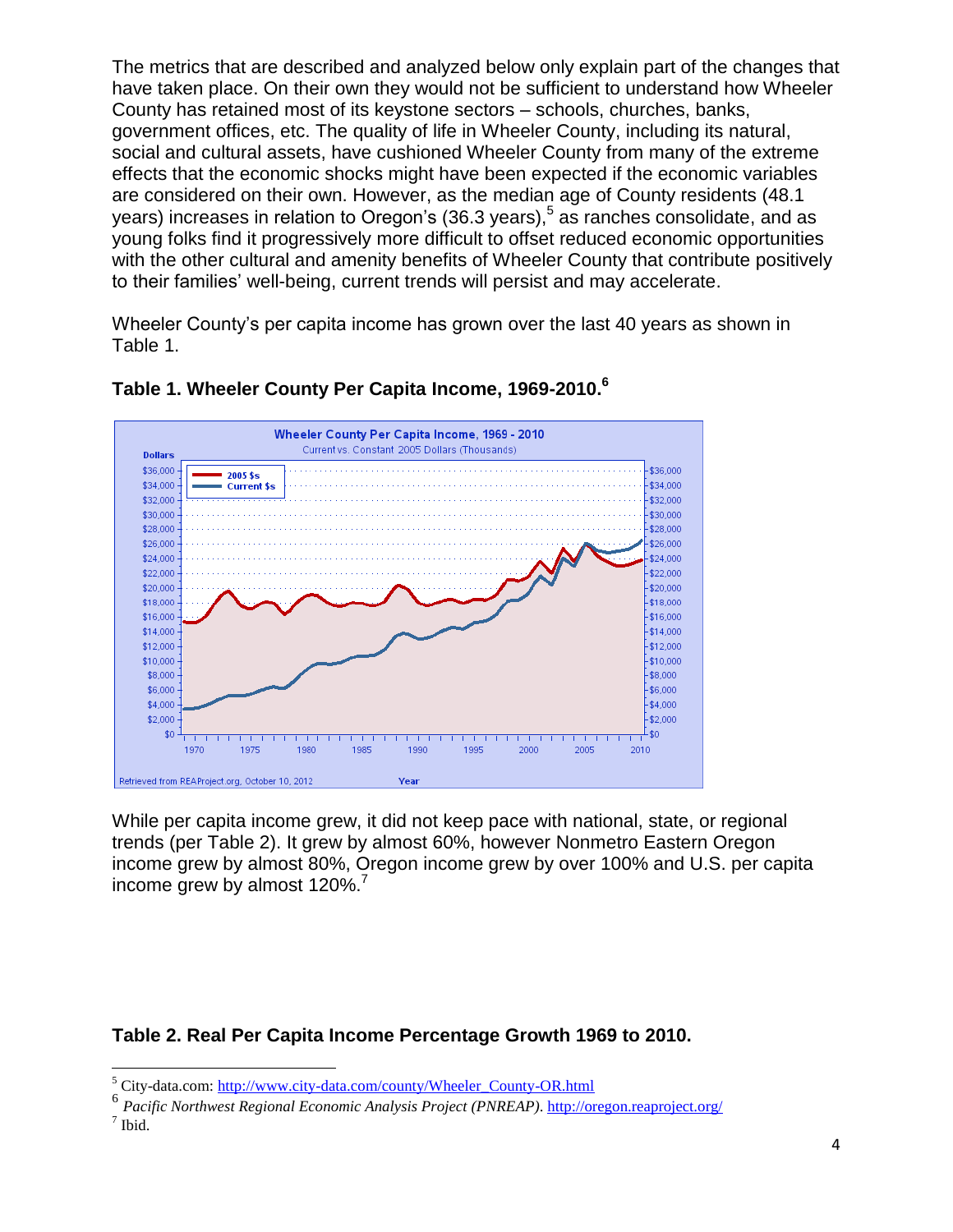The metrics that are described and analyzed below only explain part of the changes that have taken place. On their own they would not be sufficient to understand how Wheeler County has retained most of its keystone sectors – schools, churches, banks, government offices, etc. The quality of life in Wheeler County, including its natural, social and cultural assets, have cushioned Wheeler County from many of the extreme effects that the economic shocks might have been expected if the economic variables are considered on their own. However, as the median age of County residents (48.1 years) increases in relation to Oregon's (36.3 years),[5] as ranches consolidate, and as young folks find it progressively more difficult to offset reduced economic opportunities with the other cultural and amenity benefits of Wheeler County that contribute positively to their families' well-being, current trends will persist and may accelerate.

Wheeler County's per capita income has grown over the last 40 years as shown in Table 1.

**Table 1. Wheeler County Per Capita Income, 1969-2010.[6]**

While per capita income grew, it did not keep pace with national, state, or regional trends (per Table 2). It grew by almost 60%, however Nonmetro Eastern Oregon income grew by almost 80%, Oregon income grew by over 100% and U.S. per capita income grew by almost 120%.[7]

**Table 2. Real Per Capita Income Percentage Growth 1969 to 2010.**

---

[5] City-data.com: http://www.city-data.com/county/Wheeler_County-OR.html

[6] *Pacific Northwest Regional Economic Analysis Project (PNREAP)*. http://oregon.reaproject.org/

[7] Ibid.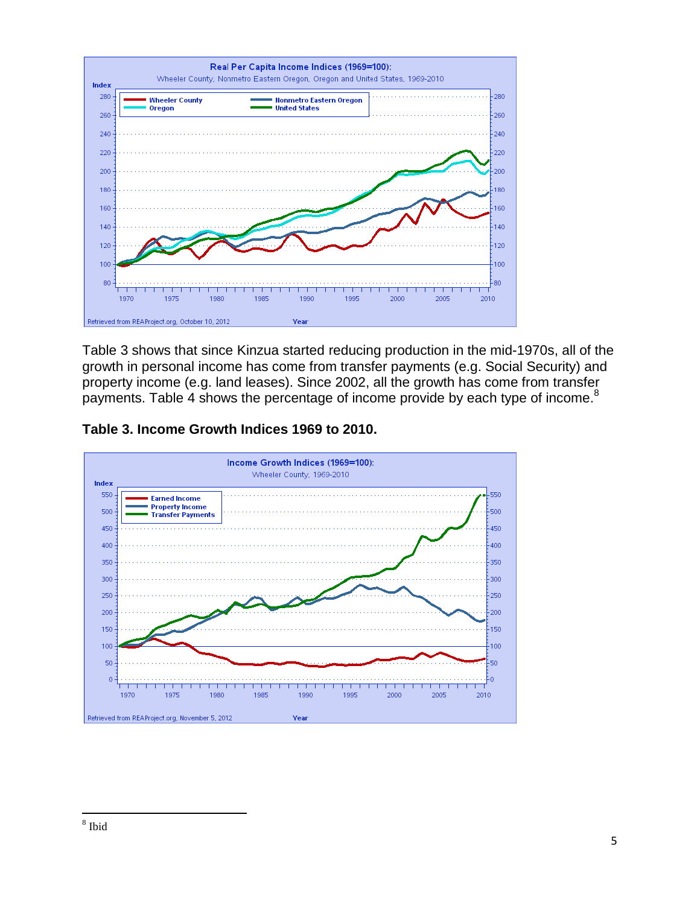Table 3 shows that since Kinzua started reducing production in the mid-1970s, all of the growth in personal income has come from transfer payments (e.g. Social Security) and property income (e.g. land leases). Since 2002, all the growth has come from transfer payments. Table 4 shows the percentage of income provide by each type of income.[8]

**Table 3. Income Growth Indices 1969 to 2010.**

[8] Ibid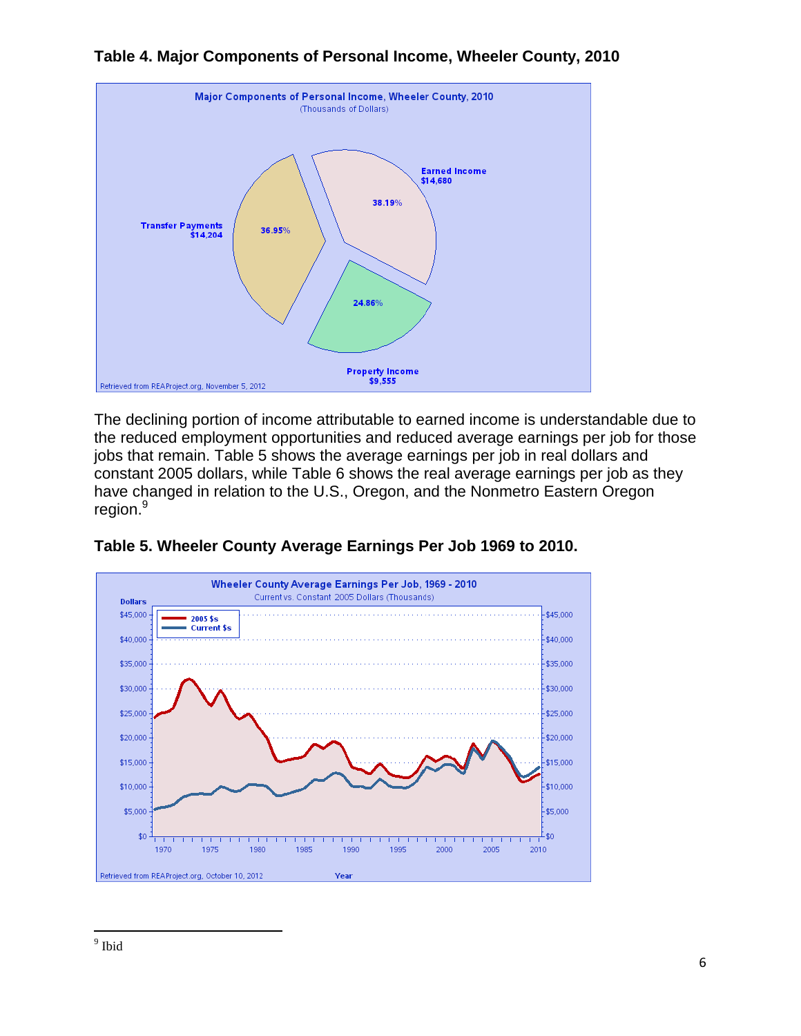**Table 4. Major Components of Personal Income, Wheeler County, 2010**

The declining portion of income attributable to earned income is understandable due to the reduced employment opportunities and reduced average earnings per job for those jobs that remain. Table 5 shows the average earnings per job in real dollars and constant 2005 dollars, while Table 6 shows the real average earnings per job as they have changed in relation to the U.S., Oregon, and the Nonmetro Eastern Oregon region.[9]

**Table 5. Wheeler County Average Earnings Per Job 1969 to 2010.**

[9] Ibid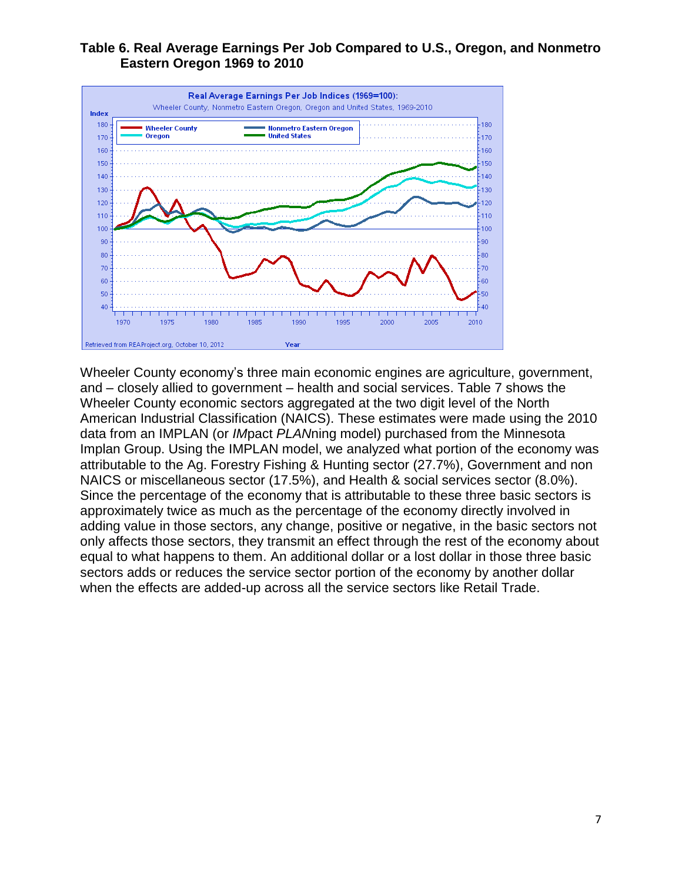**Table 6. Real Average Earnings Per Job Compared to U.S., Oregon, and Nonmetro Eastern Oregon 1969 to 2010**

Wheeler County economy's three main economic engines are agriculture, government, and – closely allied to government – health and social services. Table 7 shows the Wheeler County economic sectors aggregated at the two digit level of the North American Industrial Classification (NAICS). These estimates were made using the 2010 data from an IMPLAN (or *IM*pact *PLAN*ning model) purchased from the Minnesota Implan Group. Using the IMPLAN model, we analyzed what portion of the economy was attributable to the Ag. Forestry Fishing & Hunting sector (27.7%), Government and non NAICS or miscellaneous sector (17.5%), and Health & social services sector (8.0%). Since the percentage of the economy that is attributable to these three basic sectors is approximately twice as much as the percentage of the economy directly involved in adding value in those sectors, any change, positive or negative, in the basic sectors not only affects those sectors, they transmit an effect through the rest of the economy about equal to what happens to them. An additional dollar or a lost dollar in those three basic sectors adds or reduces the service sector portion of the economy by another dollar when the effects are added-up across all the service sectors like Retail Trade.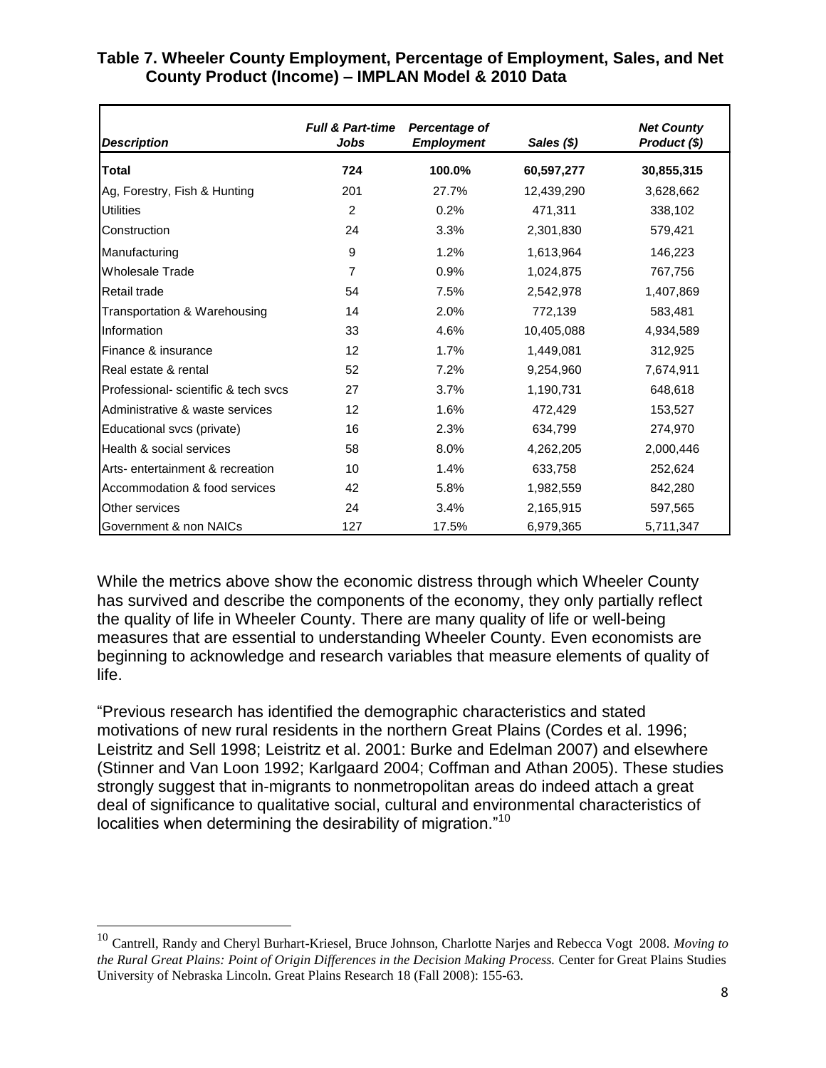**Table 7. Wheeler County Employment, Percentage of Employment, Sales, and Net County Product (Income) – IMPLAN Model & 2010 Data**

| *Description* | *Full & Part-time Jobs* | *Percentage of Employment* | *Sales ($)* | *Net County Product ($)* |
|---|---|---|---|---|
| **Total** | **724** | **100.0%** | **60,597,277** | **30,855,315** |
| Ag, Forestry, Fish & Hunting | 201 | 27.7% | 12,439,290 | 3,628,662 |
| Utilities | 2 | 0.2% | 471,311 | 338,102 |
| Construction | 24 | 3.3% | 2,301,830 | 579,421 |
| Manufacturing | 9 | 1.2% | 1,613,964 | 146,223 |
| Wholesale Trade | 7 | 0.9% | 1,024,875 | 767,756 |
| Retail trade | 54 | 7.5% | 2,542,978 | 1,407,869 |
| Transportation & Warehousing | 14 | 2.0% | 772,139 | 583,481 |
| Information | 33 | 4.6% | 10,405,088 | 4,934,589 |
| Finance & insurance | 12 | 1.7% | 1,449,081 | 312,925 |
| Real estate & rental | 52 | 7.2% | 9,254,960 | 7,674,911 |
| Professional- scientific & tech svcs | 27 | 3.7% | 1,190,731 | 648,618 |
| Administrative & waste services | 12 | 1.6% | 472,429 | 153,527 |
| Educational svcs (private) | 16 | 2.3% | 634,799 | 274,970 |
| Health & social services | 58 | 8.0% | 4,262,205 | 2,000,446 |
| Arts- entertainment & recreation | 10 | 1.4% | 633,758 | 252,624 |
| Accommodation & food services | 42 | 5.8% | 1,982,559 | 842,280 |
| Other services | 24 | 3.4% | 2,165,915 | 597,565 |
| Government & non NAICs | 127 | 17.5% | 6,979,365 | 5,711,347 |

While the metrics above show the economic distress through which Wheeler County has survived and describe the components of the economy, they only partially reflect the quality of life in Wheeler County. There are many quality of life or well-being measures that are essential to understanding Wheeler County. Even economists are beginning to acknowledge and research variables that measure elements of quality of life.

"Previous research has identified the demographic characteristics and stated motivations of new rural residents in the northern Great Plains (Cordes et al. 1996; Leistritz and Sell 1998; Leistritz et al. 2001: Burke and Edelman 2007) and elsewhere (Stinner and Van Loon 1992; Karlgaard 2004; Coffman and Athan 2005). These studies strongly suggest that in-migrants to nonmetropolitan areas do indeed attach a great deal of significance to qualitative social, cultural and environmental characteristics of localities when determining the desirability of migration."[10]

[10] Cantrell, Randy and Cheryl Burhart-Kriesel, Bruce Johnson, Charlotte Narjes and Rebecca Vogt 2008. *Moving to the Rural Great Plains: Point of Origin Differences in the Decision Making Process.* Center for Great Plains Studies University of Nebraska Lincoln. Great Plains Research 18 (Fall 2008): 155-63.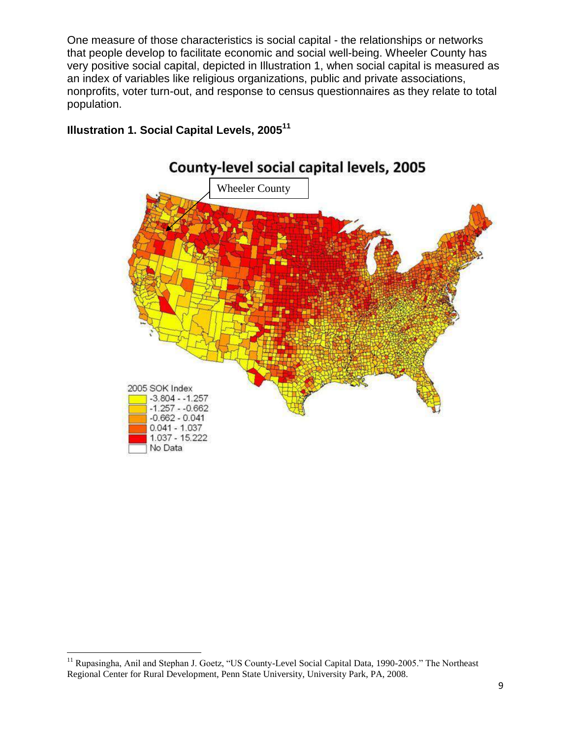One measure of those characteristics is social capital - the relationships or networks that people develop to facilitate economic and social well-being. Wheeler County has very positive social capital, depicted in Illustration 1, when social capital is measured as an index of variables like religious organizations, public and private associations, nonprofits, voter turn-out, and response to census questionnaires as they relate to total population.

**Illustration 1. Social Capital Levels, 2005**[11]

County-level social capital levels, 2005

Wheeler County

2005 SOK Index
- -3.804 - -1.257
- -1.257 - -0.662
- -0.662 - 0.041
- 0.041 - 1.037
- 1.037 - 15.222
- No Data

[11] Rupasingha, Anil and Stephan J. Goetz, "US County-Level Social Capital Data, 1990-2005." The Northeast Regional Center for Rural Development, Penn State University, University Park, PA, 2008.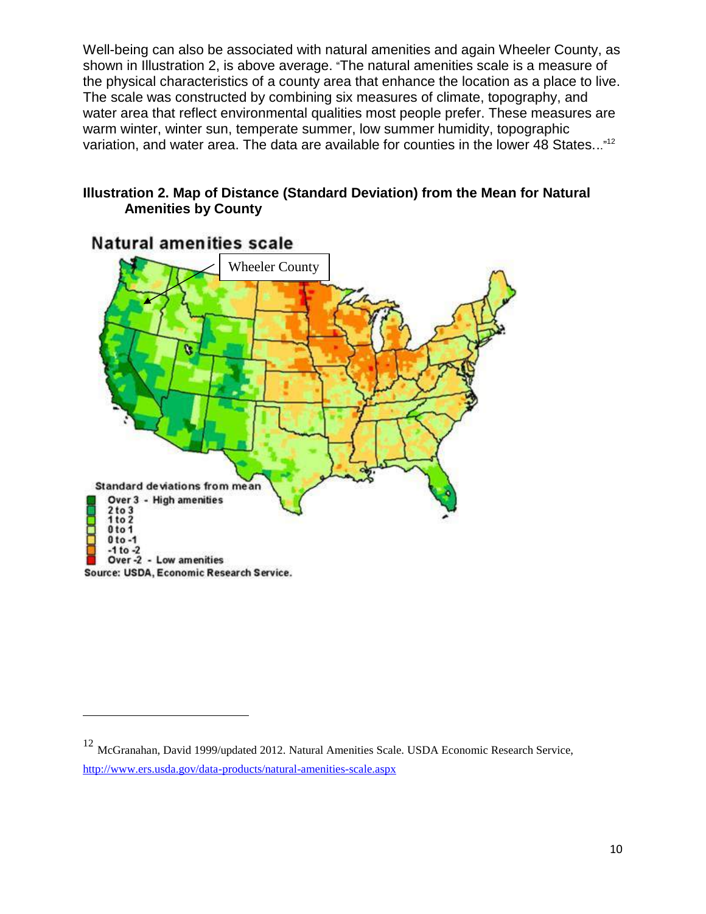Well-being can also be associated with natural amenities and again Wheeler County, as shown in Illustration 2, is above average. "The natural amenities scale is a measure of the physical characteristics of a county area that enhance the location as a place to live. The scale was constructed by combining six measures of climate, topography, and water area that reflect environmental qualities most people prefer. These measures are warm winter, winter sun, temperate summer, low summer humidity, topographic variation, and water area. The data are available for counties in the lower 48 States..."[12]

**Illustration 2. Map of Distance (Standard Deviation) from the Mean for Natural Amenities by County**

Natural amenities scale

Wheeler County

Standard deviations from mean
- Over 3 - High amenities
- 2 to 3
- 1 to 2
- 0 to 1
- 0 to -1
- -1 to -2
- Over -2 - Low amenities

Source: USDA, Economic Research Service.

---

[12] McGranahan, David 1999/updated 2012. Natural Amenities Scale. USDA Economic Research Service, http://www.ers.usda.gov/data-products/natural-amenities-scale.aspx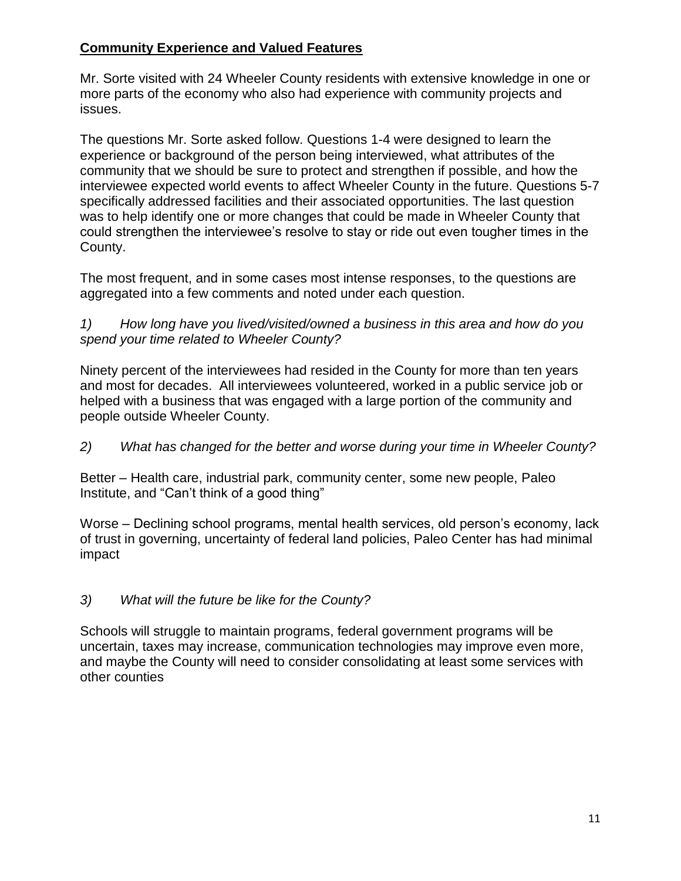## **Community Experience and Valued Features**

Mr. Sorte visited with 24 Wheeler County residents with extensive knowledge in one or more parts of the economy who also had experience with community projects and issues.

The questions Mr. Sorte asked follow. Questions 1-4 were designed to learn the experience or background of the person being interviewed, what attributes of the community that we should be sure to protect and strengthen if possible, and how the interviewee expected world events to affect Wheeler County in the future. Questions 5-7 specifically addressed facilities and their associated opportunities. The last question was to help identify one or more changes that could be made in Wheeler County that could strengthen the interviewee's resolve to stay or ride out even tougher times in the County.

The most frequent, and in some cases most intense responses, to the questions are aggregated into a few comments and noted under each question.

*1) How long have you lived/visited/owned a business in this area and how do you spend your time related to Wheeler County?*

Ninety percent of the interviewees had resided in the County for more than ten years and most for decades. All interviewees volunteered, worked in a public service job or helped with a business that was engaged with a large portion of the community and people outside Wheeler County.

*2) What has changed for the better and worse during your time in Wheeler County?*

Better – Health care, industrial park, community center, some new people, Paleo Institute, and "Can't think of a good thing"

Worse – Declining school programs, mental health services, old person's economy, lack of trust in governing, uncertainty of federal land policies, Paleo Center has had minimal impact

*3) What will the future be like for the County?*

Schools will struggle to maintain programs, federal government programs will be uncertain, taxes may increase, communication technologies may improve even more, and maybe the County will need to consider consolidating at least some services with other counties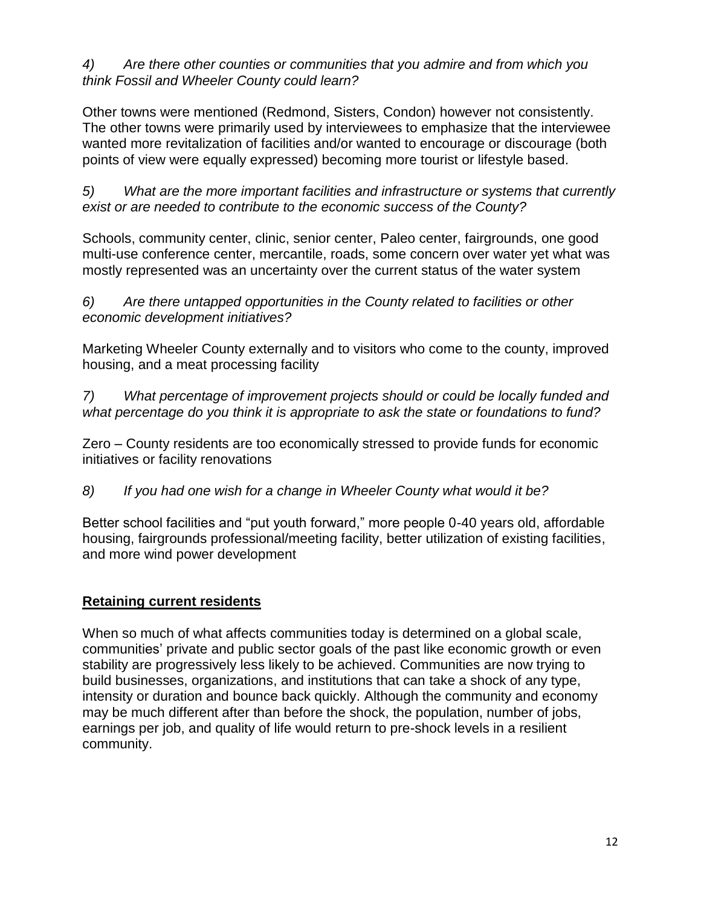*4) Are there other counties or communities that you admire and from which you think Fossil and Wheeler County could learn?*

Other towns were mentioned (Redmond, Sisters, Condon) however not consistently. The other towns were primarily used by interviewees to emphasize that the interviewee wanted more revitalization of facilities and/or wanted to encourage or discourage (both points of view were equally expressed) becoming more tourist or lifestyle based.

*5) What are the more important facilities and infrastructure or systems that currently exist or are needed to contribute to the economic success of the County?*

Schools, community center, clinic, senior center, Paleo center, fairgrounds, one good multi-use conference center, mercantile, roads, some concern over water yet what was mostly represented was an uncertainty over the current status of the water system

*6) Are there untapped opportunities in the County related to facilities or other economic development initiatives?*

Marketing Wheeler County externally and to visitors who come to the county, improved housing, and a meat processing facility

*7) What percentage of improvement projects should or could be locally funded and what percentage do you think it is appropriate to ask the state or foundations to fund?*

Zero – County residents are too economically stressed to provide funds for economic initiatives or facility renovations

*8) If you had one wish for a change in Wheeler County what would it be?*

Better school facilities and "put youth forward," more people 0-40 years old, affordable housing, fairgrounds professional/meeting facility, better utilization of existing facilities, and more wind power development

## **Retaining current residents**

When so much of what affects communities today is determined on a global scale, communities' private and public sector goals of the past like economic growth or even stability are progressively less likely to be achieved. Communities are now trying to build businesses, organizations, and institutions that can take a shock of any type, intensity or duration and bounce back quickly. Although the community and economy may be much different after than before the shock, the population, number of jobs, earnings per job, and quality of life would return to pre-shock levels in a resilient community.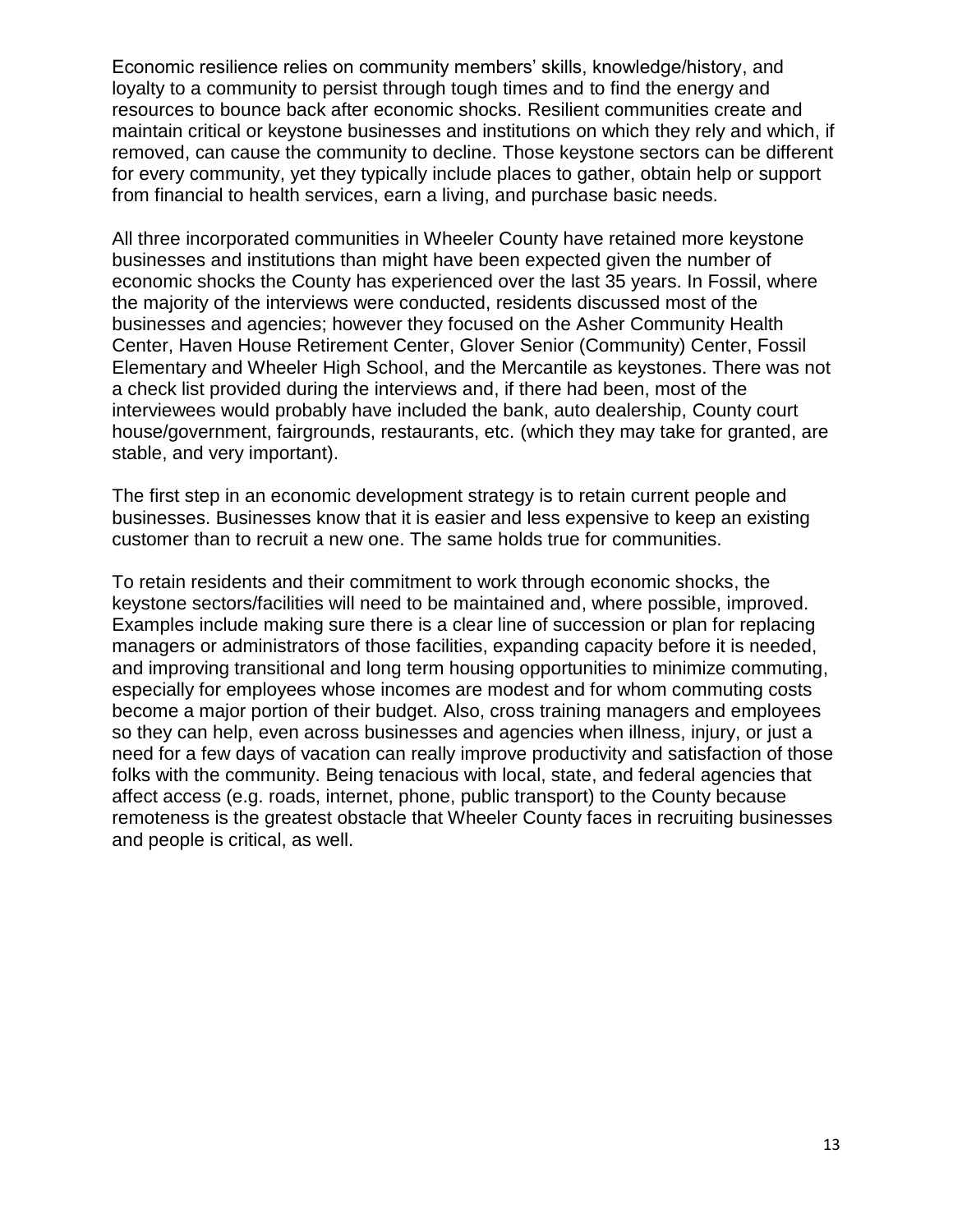Economic resilience relies on community members' skills, knowledge/history, and loyalty to a community to persist through tough times and to find the energy and resources to bounce back after economic shocks. Resilient communities create and maintain critical or keystone businesses and institutions on which they rely and which, if removed, can cause the community to decline. Those keystone sectors can be different for every community, yet they typically include places to gather, obtain help or support from financial to health services, earn a living, and purchase basic needs.

All three incorporated communities in Wheeler County have retained more keystone businesses and institutions than might have been expected given the number of economic shocks the County has experienced over the last 35 years. In Fossil, where the majority of the interviews were conducted, residents discussed most of the businesses and agencies; however they focused on the Asher Community Health Center, Haven House Retirement Center, Glover Senior (Community) Center, Fossil Elementary and Wheeler High School, and the Mercantile as keystones. There was not a check list provided during the interviews and, if there had been, most of the interviewees would probably have included the bank, auto dealership, County court house/government, fairgrounds, restaurants, etc. (which they may take for granted, are stable, and very important).

The first step in an economic development strategy is to retain current people and businesses. Businesses know that it is easier and less expensive to keep an existing customer than to recruit a new one. The same holds true for communities.

To retain residents and their commitment to work through economic shocks, the keystone sectors/facilities will need to be maintained and, where possible, improved. Examples include making sure there is a clear line of succession or plan for replacing managers or administrators of those facilities, expanding capacity before it is needed, and improving transitional and long term housing opportunities to minimize commuting, especially for employees whose incomes are modest and for whom commuting costs become a major portion of their budget. Also, cross training managers and employees so they can help, even across businesses and agencies when illness, injury, or just a need for a few days of vacation can really improve productivity and satisfaction of those folks with the community. Being tenacious with local, state, and federal agencies that affect access (e.g. roads, internet, phone, public transport) to the County because remoteness is the greatest obstacle that Wheeler County faces in recruiting businesses and people is critical, as well.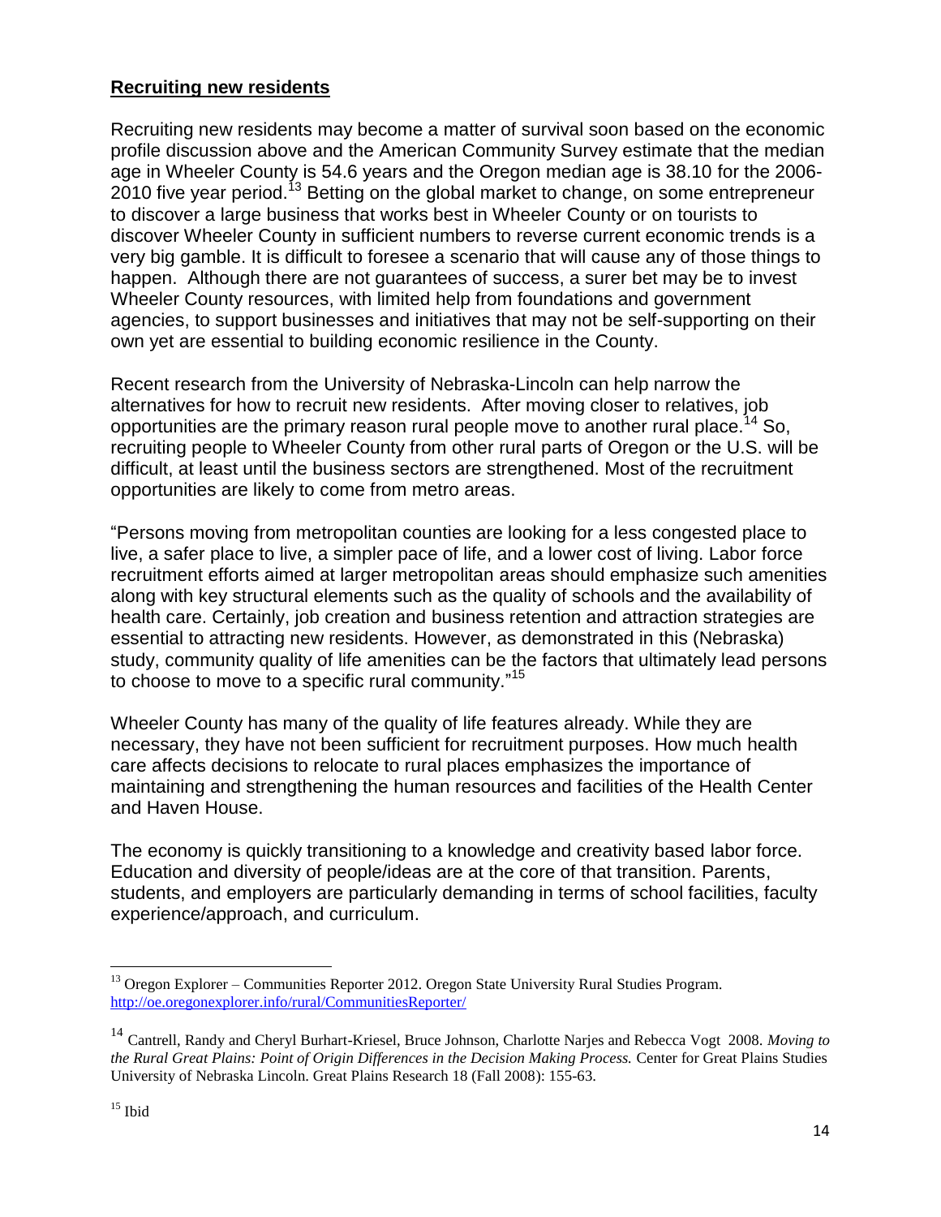**Recruiting new residents**

Recruiting new residents may become a matter of survival soon based on the economic profile discussion above and the American Community Survey estimate that the median age in Wheeler County is 54.6 years and the Oregon median age is 38.10 for the 2006-2010 five year period.[13] Betting on the global market to change, on some entrepreneur to discover a large business that works best in Wheeler County or on tourists to discover Wheeler County in sufficient numbers to reverse current economic trends is a very big gamble. It is difficult to foresee a scenario that will cause any of those things to happen. Although there are not guarantees of success, a surer bet may be to invest Wheeler County resources, with limited help from foundations and government agencies, to support businesses and initiatives that may not be self-supporting on their own yet are essential to building economic resilience in the County.

Recent research from the University of Nebraska-Lincoln can help narrow the alternatives for how to recruit new residents. After moving closer to relatives, job opportunities are the primary reason rural people move to another rural place.[14] So, recruiting people to Wheeler County from other rural parts of Oregon or the U.S. will be difficult, at least until the business sectors are strengthened. Most of the recruitment opportunities are likely to come from metro areas.

"Persons moving from metropolitan counties are looking for a less congested place to live, a safer place to live, a simpler pace of life, and a lower cost of living. Labor force recruitment efforts aimed at larger metropolitan areas should emphasize such amenities along with key structural elements such as the quality of schools and the availability of health care. Certainly, job creation and business retention and attraction strategies are essential to attracting new residents. However, as demonstrated in this (Nebraska) study, community quality of life amenities can be the factors that ultimately lead persons to choose to move to a specific rural community."[15]

Wheeler County has many of the quality of life features already. While they are necessary, they have not been sufficient for recruitment purposes. How much health care affects decisions to relocate to rural places emphasizes the importance of maintaining and strengthening the human resources and facilities of the Health Center and Haven House.

The economy is quickly transitioning to a knowledge and creativity based labor force. Education and diversity of people/ideas are at the core of that transition. Parents, students, and employers are particularly demanding in terms of school facilities, faculty experience/approach, and curriculum.

---

[13] Oregon Explorer – Communities Reporter 2012. Oregon State University Rural Studies Program. http://oe.oregonexplorer.info/rural/CommunitiesReporter/

[14] Cantrell, Randy and Cheryl Burhart-Kriesel, Bruce Johnson, Charlotte Narjes and Rebecca Vogt 2008. *Moving to the Rural Great Plains: Point of Origin Differences in the Decision Making Process.* Center for Great Plains Studies University of Nebraska Lincoln. Great Plains Research 18 (Fall 2008): 155-63.

[15] Ibid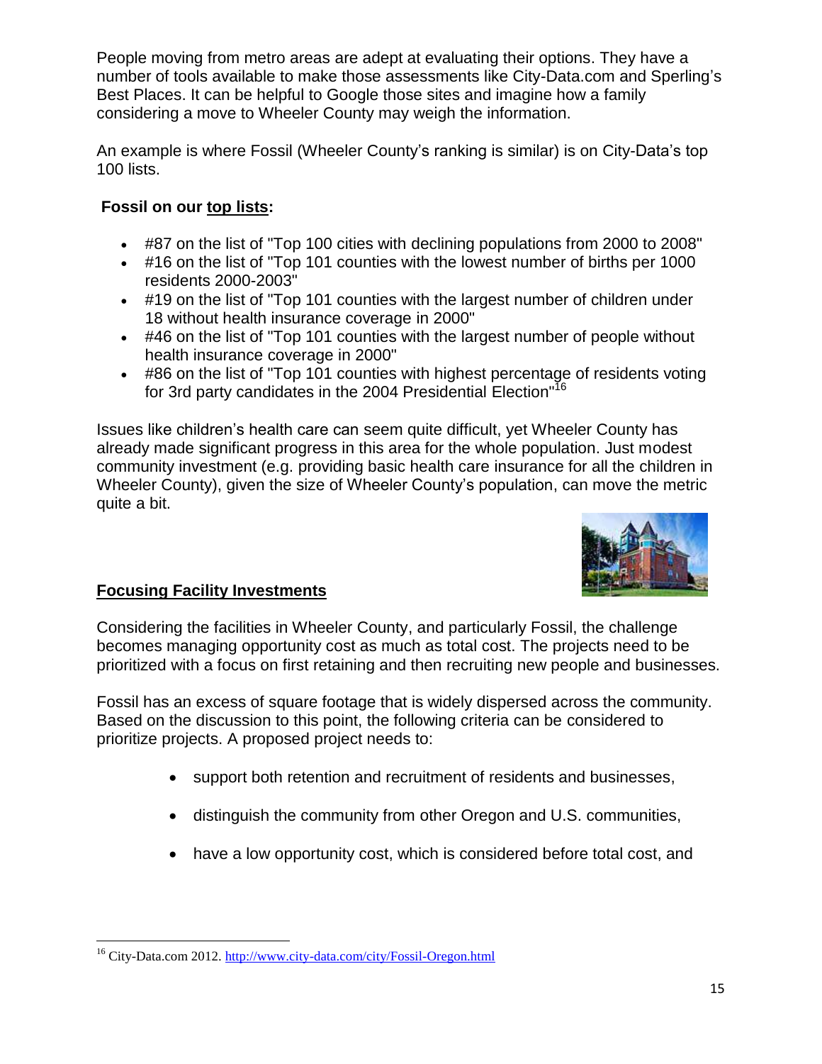People moving from metro areas are adept at evaluating their options. They have a number of tools available to make those assessments like City-Data.com and Sperling's Best Places. It can be helpful to Google those sites and imagine how a family considering a move to Wheeler County may weigh the information.

An example is where Fossil (Wheeler County's ranking is similar) is on City-Data's top 100 lists.

**Fossil on our top lists:**

- #87 on the list of "Top 100 cities with declining populations from 2000 to 2008"
- #16 on the list of "Top 101 counties with the lowest number of births per 1000 residents 2000-2003"
- #19 on the list of "Top 101 counties with the largest number of children under 18 without health insurance coverage in 2000"
- #46 on the list of "Top 101 counties with the largest number of people without health insurance coverage in 2000"
- #86 on the list of "Top 101 counties with highest percentage of residents voting for 3rd party candidates in the 2004 Presidential Election"[16]

Issues like children's health care can seem quite difficult, yet Wheeler County has already made significant progress in this area for the whole population. Just modest community investment (e.g. providing basic health care insurance for all the children in Wheeler County), given the size of Wheeler County's population, can move the metric quite a bit.

## Focusing Facility Investments

Considering the facilities in Wheeler County, and particularly Fossil, the challenge becomes managing opportunity cost as much as total cost. The projects need to be prioritized with a focus on first retaining and then recruiting new people and businesses.

Fossil has an excess of square footage that is widely dispersed across the community. Based on the discussion to this point, the following criteria can be considered to prioritize projects. A proposed project needs to:

- support both retention and recruitment of residents and businesses,
- distinguish the community from other Oregon and U.S. communities,
- have a low opportunity cost, which is considered before total cost, and

[16] City-Data.com 2012. http://www.city-data.com/city/Fossil-Oregon.html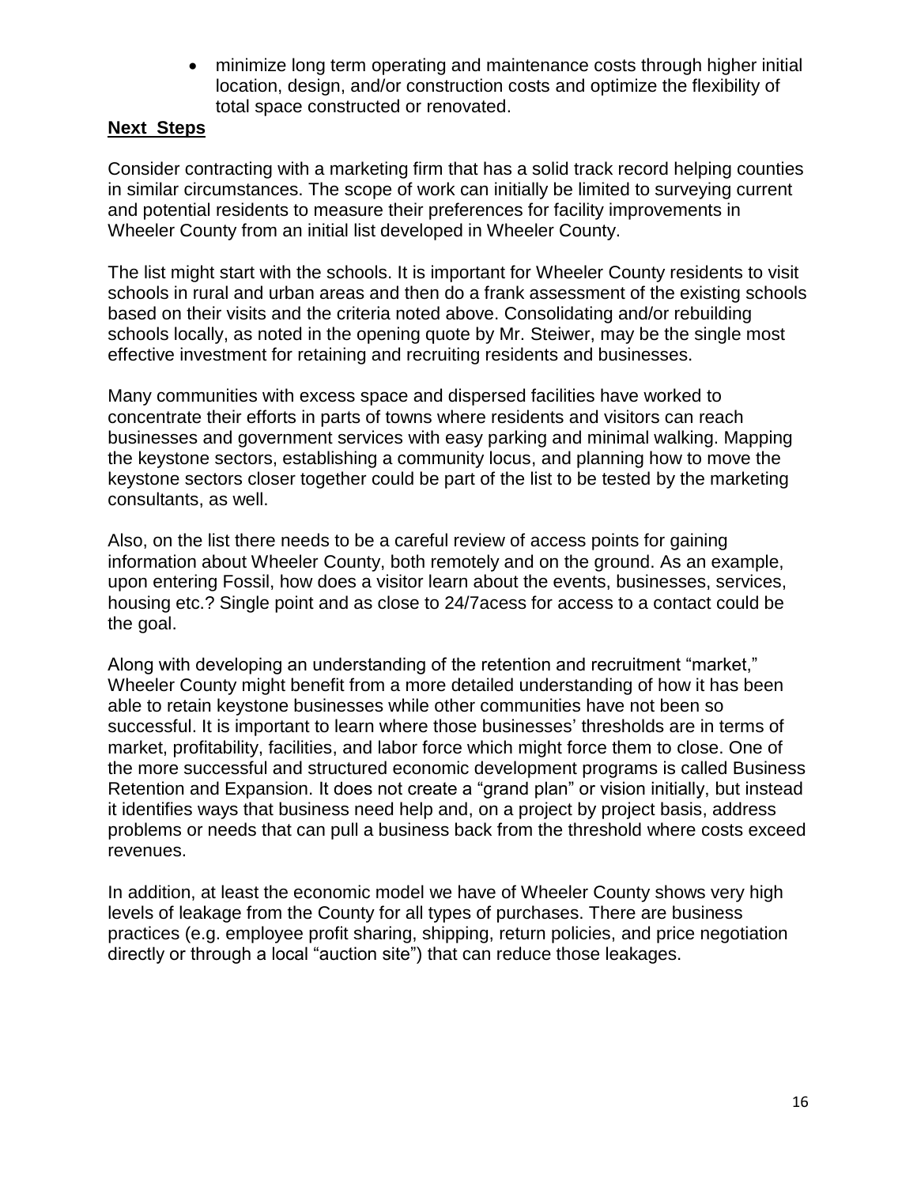- minimize long term operating and maintenance costs through higher initial location, design, and/or construction costs and optimize the flexibility of total space constructed or renovated.

**Next Steps**

Consider contracting with a marketing firm that has a solid track record helping counties in similar circumstances. The scope of work can initially be limited to surveying current and potential residents to measure their preferences for facility improvements in Wheeler County from an initial list developed in Wheeler County.

The list might start with the schools. It is important for Wheeler County residents to visit schools in rural and urban areas and then do a frank assessment of the existing schools based on their visits and the criteria noted above. Consolidating and/or rebuilding schools locally, as noted in the opening quote by Mr. Steiwer, may be the single most effective investment for retaining and recruiting residents and businesses.

Many communities with excess space and dispersed facilities have worked to concentrate their efforts in parts of towns where residents and visitors can reach businesses and government services with easy parking and minimal walking. Mapping the keystone sectors, establishing a community locus, and planning how to move the keystone sectors closer together could be part of the list to be tested by the marketing consultants, as well.

Also, on the list there needs to be a careful review of access points for gaining information about Wheeler County, both remotely and on the ground. As an example, upon entering Fossil, how does a visitor learn about the events, businesses, services, housing etc.? Single point and as close to 24/7acess for access to a contact could be the goal.

Along with developing an understanding of the retention and recruitment "market," Wheeler County might benefit from a more detailed understanding of how it has been able to retain keystone businesses while other communities have not been so successful. It is important to learn where those businesses' thresholds are in terms of market, profitability, facilities, and labor force which might force them to close. One of the more successful and structured economic development programs is called Business Retention and Expansion. It does not create a "grand plan" or vision initially, but instead it identifies ways that business need help and, on a project by project basis, address problems or needs that can pull a business back from the threshold where costs exceed revenues.

In addition, at least the economic model we have of Wheeler County shows very high levels of leakage from the County for all types of purchases. There are business practices (e.g. employee profit sharing, shipping, return policies, and price negotiation directly or through a local "auction site") that can reduce those leakages.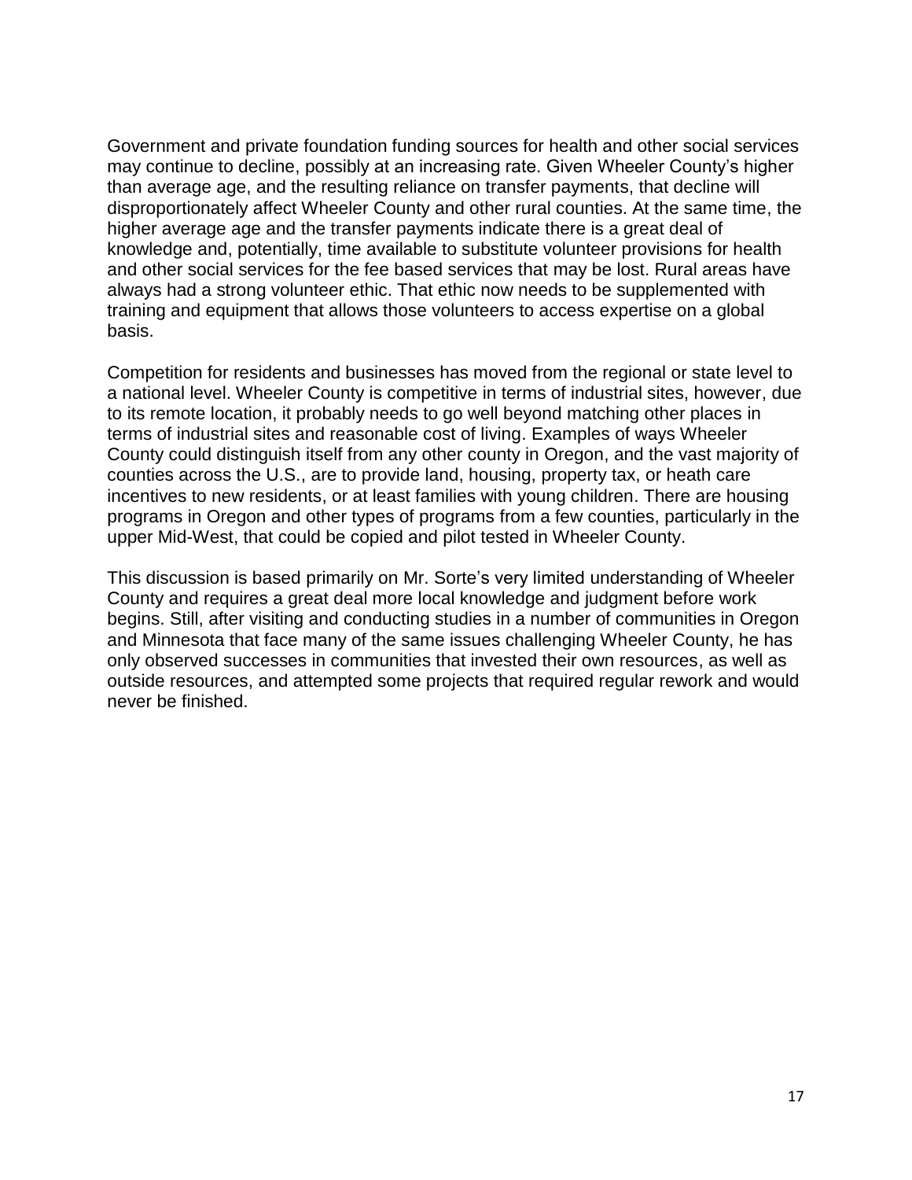Government and private foundation funding sources for health and other social services may continue to decline, possibly at an increasing rate. Given Wheeler County's higher than average age, and the resulting reliance on transfer payments, that decline will disproportionately affect Wheeler County and other rural counties. At the same time, the higher average age and the transfer payments indicate there is a great deal of knowledge and, potentially, time available to substitute volunteer provisions for health and other social services for the fee based services that may be lost. Rural areas have always had a strong volunteer ethic. That ethic now needs to be supplemented with training and equipment that allows those volunteers to access expertise on a global basis.

Competition for residents and businesses has moved from the regional or state level to a national level. Wheeler County is competitive in terms of industrial sites, however, due to its remote location, it probably needs to go well beyond matching other places in terms of industrial sites and reasonable cost of living. Examples of ways Wheeler County could distinguish itself from any other county in Oregon, and the vast majority of counties across the U.S., are to provide land, housing, property tax, or heath care incentives to new residents, or at least families with young children. There are housing programs in Oregon and other types of programs from a few counties, particularly in the upper Mid-West, that could be copied and pilot tested in Wheeler County.

This discussion is based primarily on Mr. Sorte's very limited understanding of Wheeler County and requires a great deal more local knowledge and judgment before work begins. Still, after visiting and conducting studies in a number of communities in Oregon and Minnesota that face many of the same issues challenging Wheeler County, he has only observed successes in communities that invested their own resources, as well as outside resources, and attempted some projects that required regular rework and would never be finished.